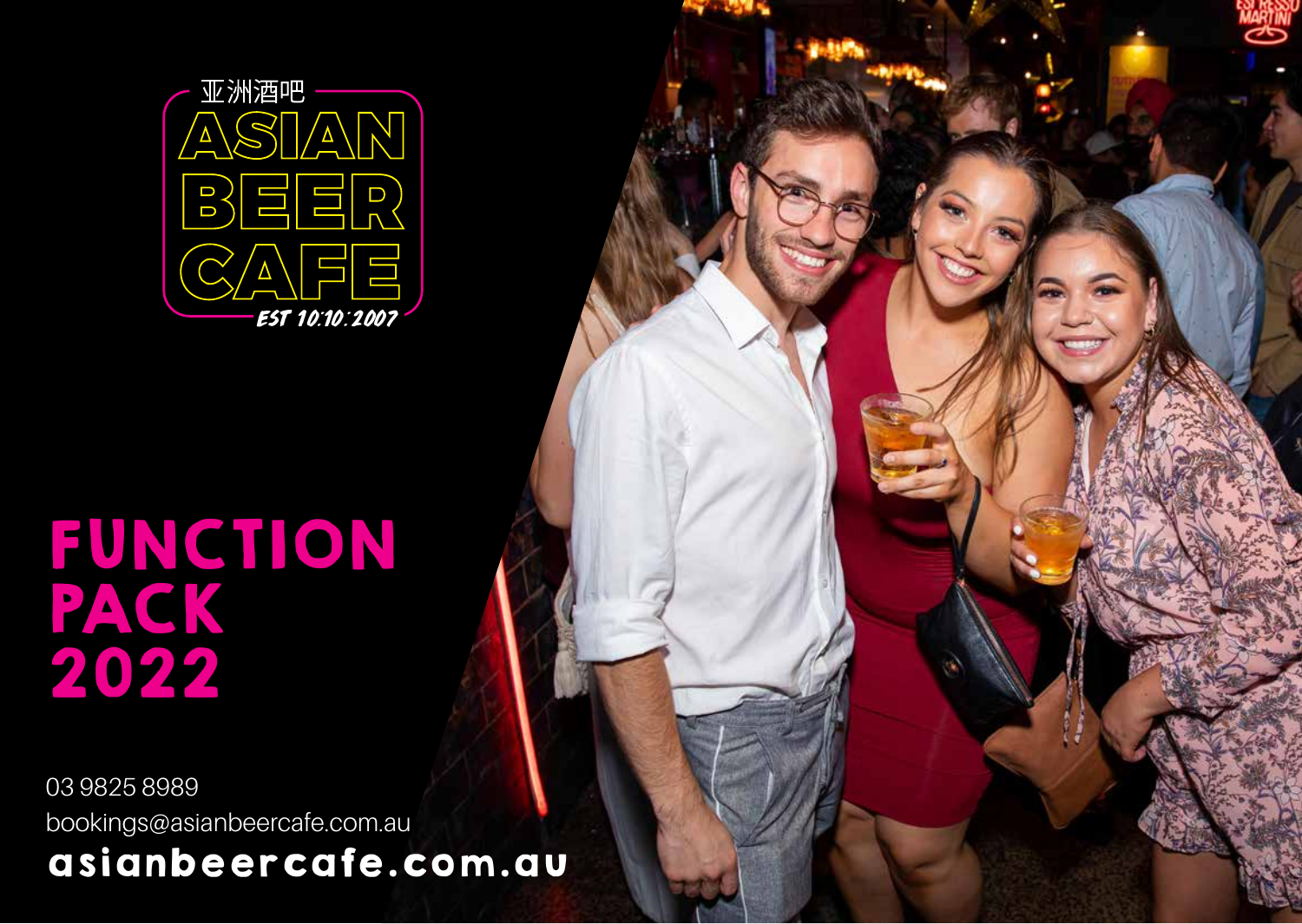亚洲酒吧

# ASIAN BEER CAFE

EST 10.10.2007

# FUNCTION PACK 2022

03 9825 8989

bookings@asianbeercafe.com.au

**asianbeercafe.com.au**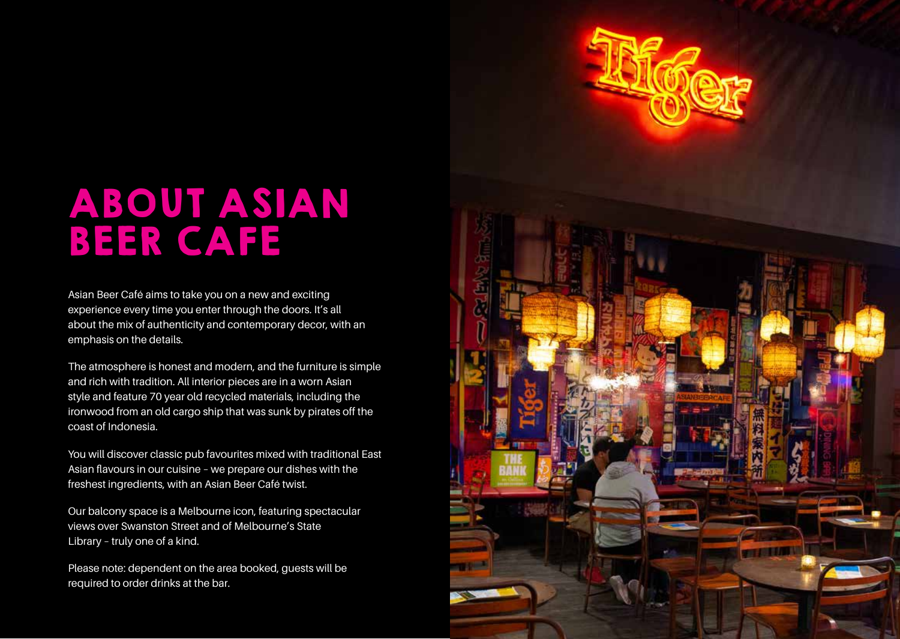# ABOUT ASIAN BEER CAFE

Asian Beer Café aims to take you on a new and exciting experience every time you enter through the doors. It's all about the mix of authenticity and contemporary decor, with an emphasis on the details.

The atmosphere is honest and modern, and the furniture is simple and rich with tradition. All interior pieces are in a worn Asian style and feature 70 year old recycled materials, including the ironwood from an old cargo ship that was sunk by pirates off the coast of Indonesia.

You will discover classic pub favourites mixed with traditional East Asian flavours in our cuisine – we prepare our dishes with the freshest ingredients, with an Asian Beer Café twist.

Our balcony space is a Melbourne icon, featuring spectacular views over Swanston Street and of Melbourne's State Library – truly one of a kind.

Please note: dependent on the area booked, guests will be required to order drinks at the bar.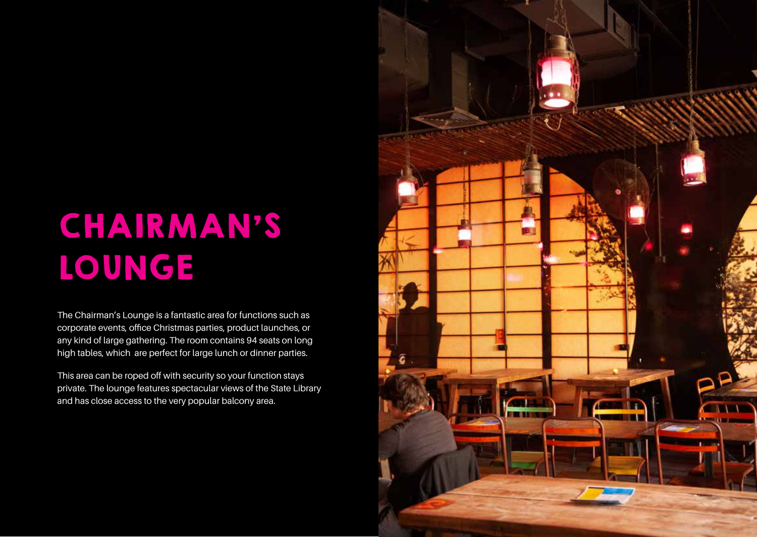# CHAIRMAN'S LOUNGE

The Chairman's Lounge is a fantastic area for functions such as corporate events, office Christmas parties, product launches, or any kind of large gathering. The room contains 94 seats on long high tables, which are perfect for large lunch or dinner parties.

This area can be roped off with security so your function stays private. The lounge features spectacular views of the State Library and has close access to the very popular balcony area.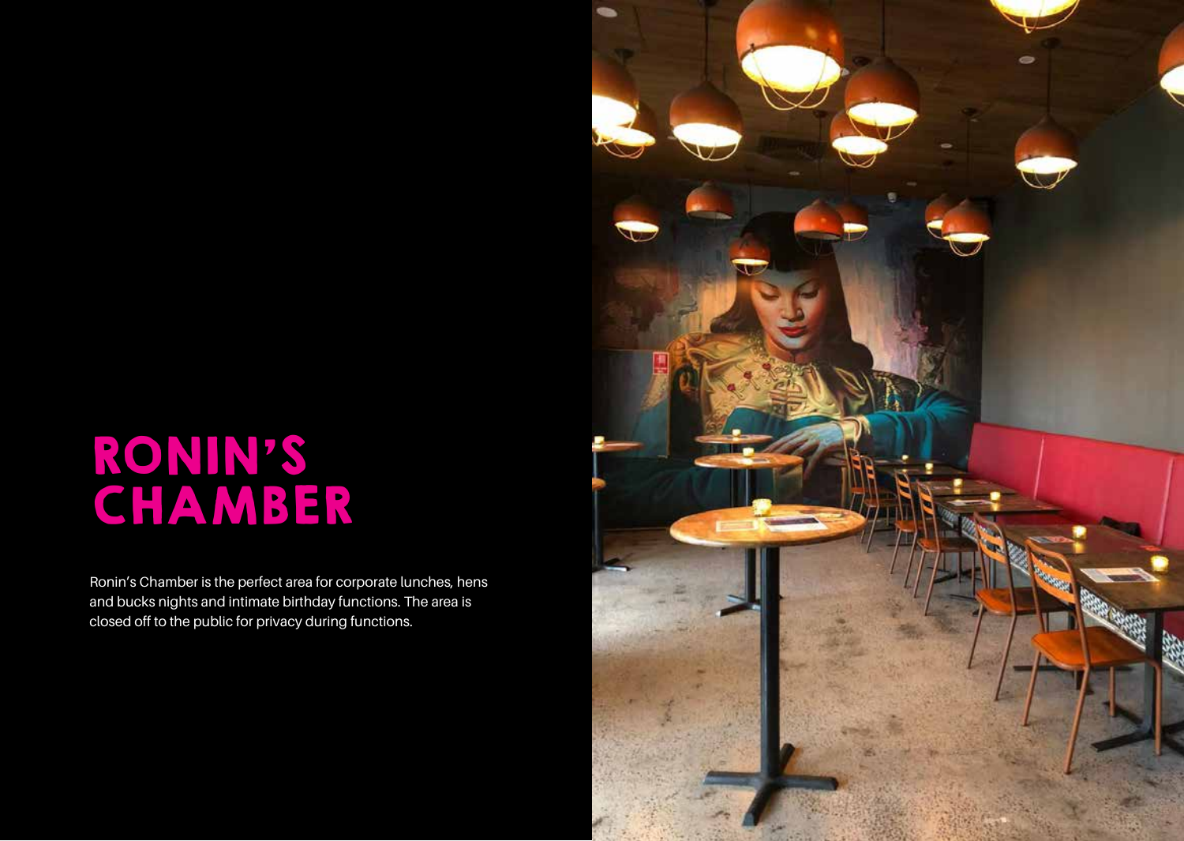# RONIN'S CHAMBER

Ronin's Chamber is the perfect area for corporate lunches, hens and bucks nights and intimate birthday functions. The area is closed off to the public for privacy during functions.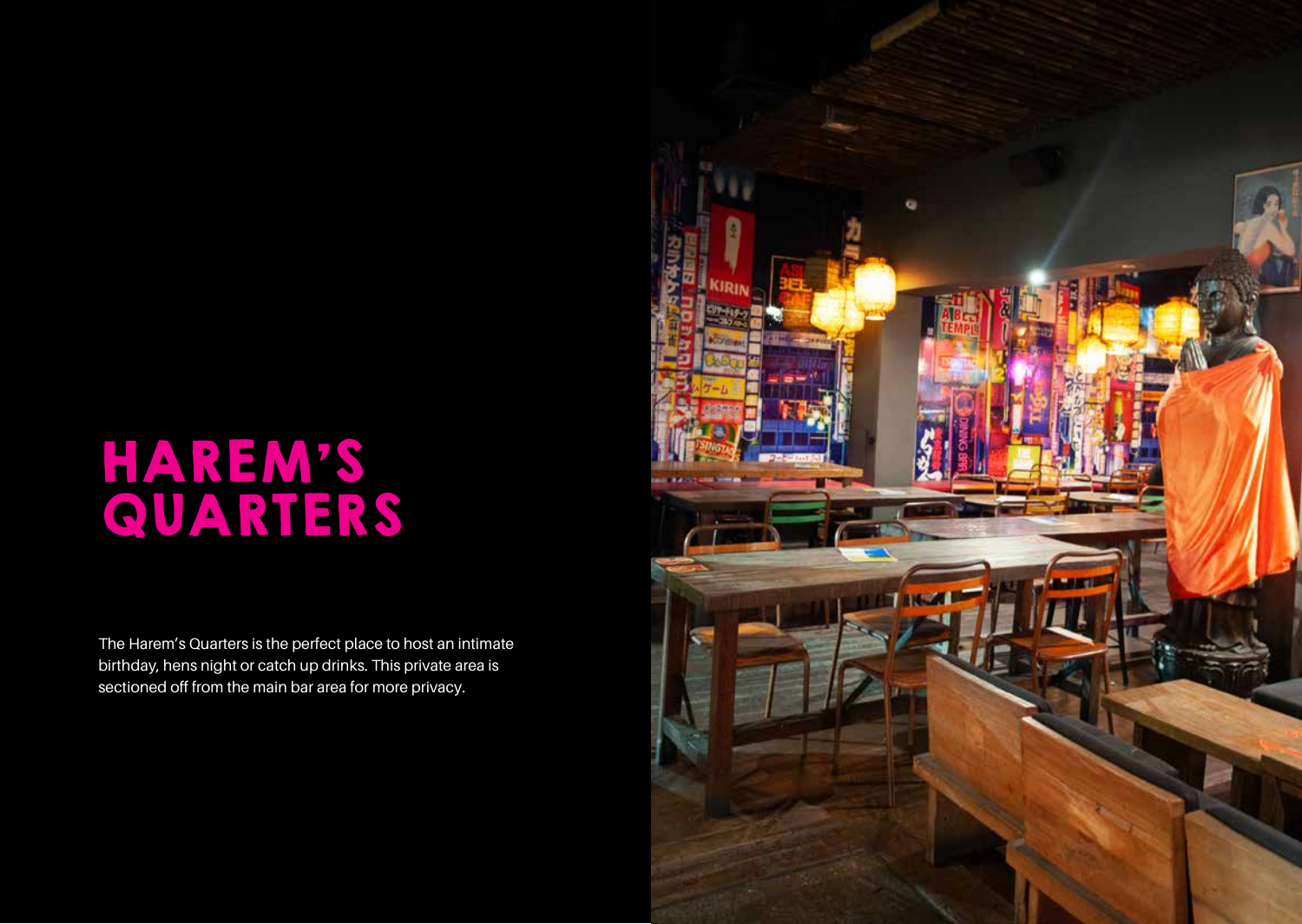# HAREM'S QUARTERS

The Harem's Quarters is the perfect place to host an intimate birthday, hens night or catch up drinks. This private area is sectioned off from the main bar area for more privacy.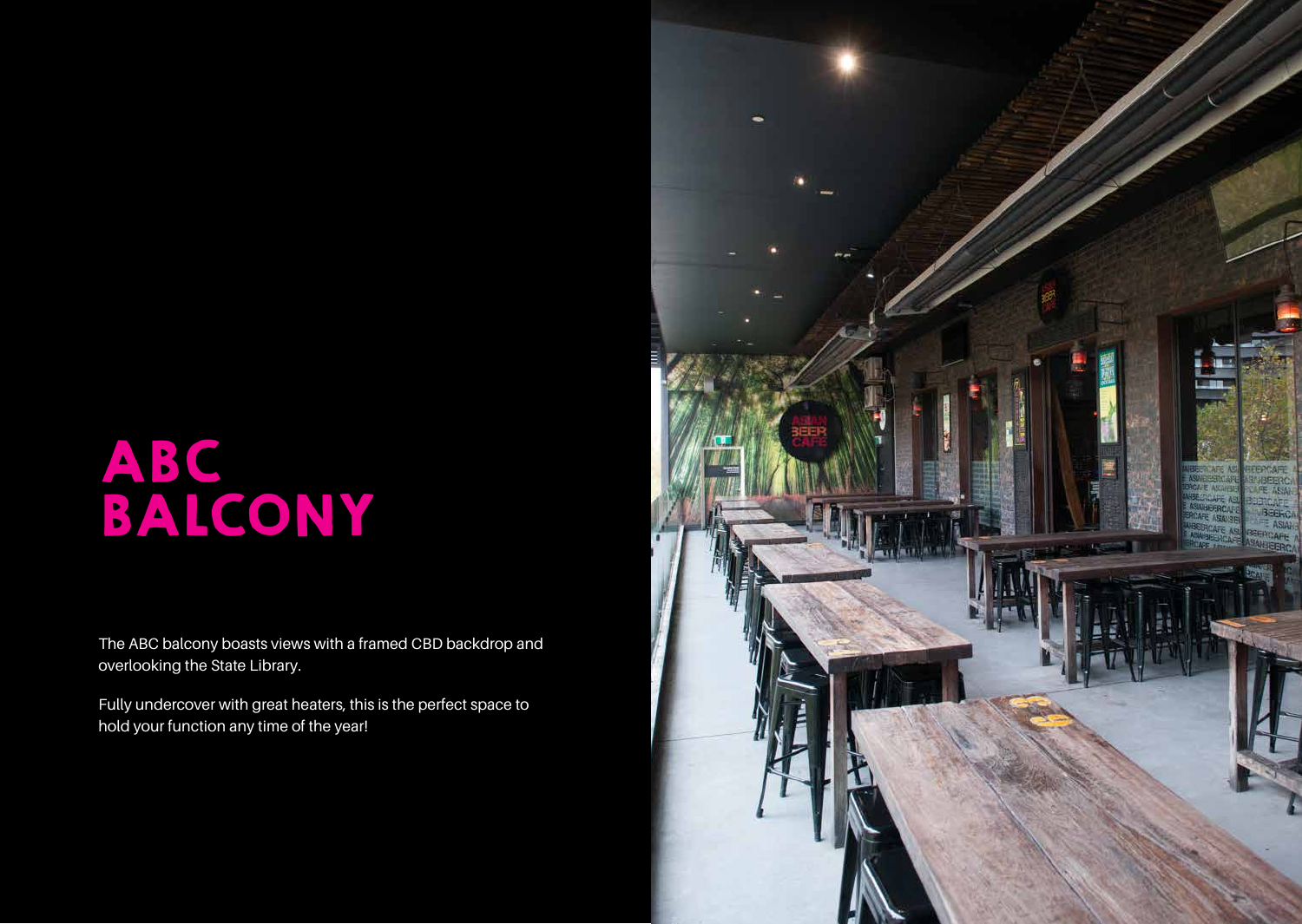# ABC BALCONY

The ABC balcony boasts views with a framed CBD backdrop and overlooking the State Library.

Fully undercover with great heaters, this is the perfect space to hold your function any time of the year!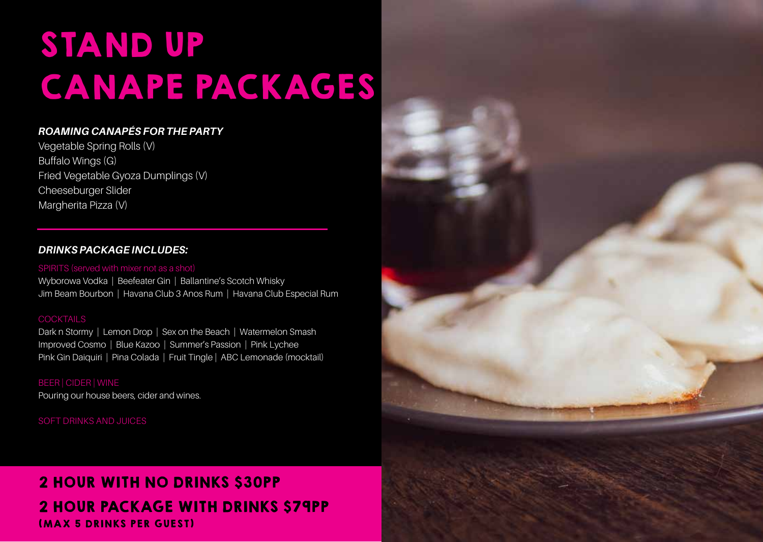# STAND UP CANAPE PACKAGES

***ROAMING CANAPÉS FOR THE PARTY***

Vegetable Spring Rolls (V)
Buffalo Wings (G)
Fried Vegetable Gyoza Dumplings (V)
Cheeseburger Slider
Margherita Pizza (V)

---

***DRINKS PACKAGE INCLUDES:***

SPIRITS (served with mixer not as a shot)

Wyborowa Vodka | Beefeater Gin | Ballantine's Scotch Whisky
Jim Beam Bourbon | Havana Club 3 Anos Rum | Havana Club Especial Rum

COCKTAILS

Dark n Stormy | Lemon Drop | Sex on the Beach | Watermelon Smash
Improved Cosmo | Blue Kazoo | Summer's Passion | Pink Lychee
Pink Gin Daiquiri | Pina Colada | Fruit Tingle | ABC Lemonade (mocktail)

BEER | CIDER | WINE

Pouring our house beers, cider and wines.

SOFT DRINKS AND JUICES

## 2 HOUR WITH NO DRINKS $30PP

## 2 HOUR PACKAGE WITH DRINKS $79PP

**(MAX 5 DRINKS PER GUEST)**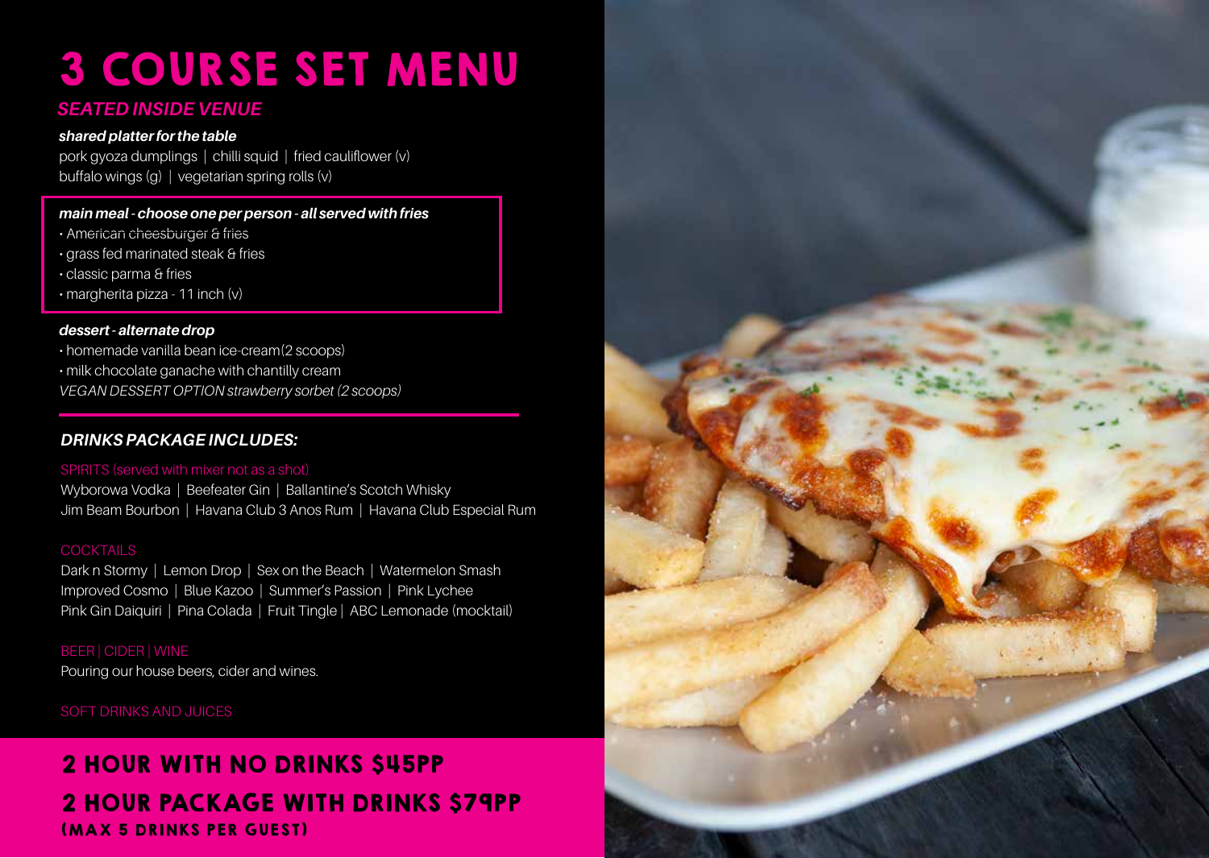# 3 COURSE SET MENU

## *SEATED INSIDE VENUE*

***shared platter for the table***

pork gyoza dumplings | chilli squid | fried cauliflower (v)
buffalo wings (g) | vegetarian spring rolls (v)

***main meal - choose one per person - all served with fries***

- American cheesburger & fries
- grass fed marinated steak & fries
- classic parma & fries
- margherita pizza - 11 inch (v)

***dessert - alternate drop***

- homemade vanilla bean ice-cream(2 scoops)
- milk chocolate ganache with chantilly cream

*VEGAN DESSERT OPTION strawberry sorbet (2 scoops)*

### *DRINKS PACKAGE INCLUDES:*

SPIRITS (served with mixer not as a shot)

Wyborowa Vodka | Beefeater Gin | Ballantine's Scotch Whisky
Jim Beam Bourbon | Havana Club 3 Anos Rum | Havana Club Especial Rum

COCKTAILS

Dark n Stormy | Lemon Drop | Sex on the Beach | Watermelon Smash
Improved Cosmo | Blue Kazoo | Summer's Passion | Pink Lychee
Pink Gin Daiquiri | Pina Colada | Fruit Tingle | ABC Lemonade (mocktail)

BEER | CIDER | WINE

Pouring our house beers, cider and wines.

SOFT DRINKS AND JUICES

## 2 HOUR WITH NO DRINKS $45PP

## 2 HOUR PACKAGE WITH DRINKS $79PP

**(MAX 5 DRINKS PER GUEST)**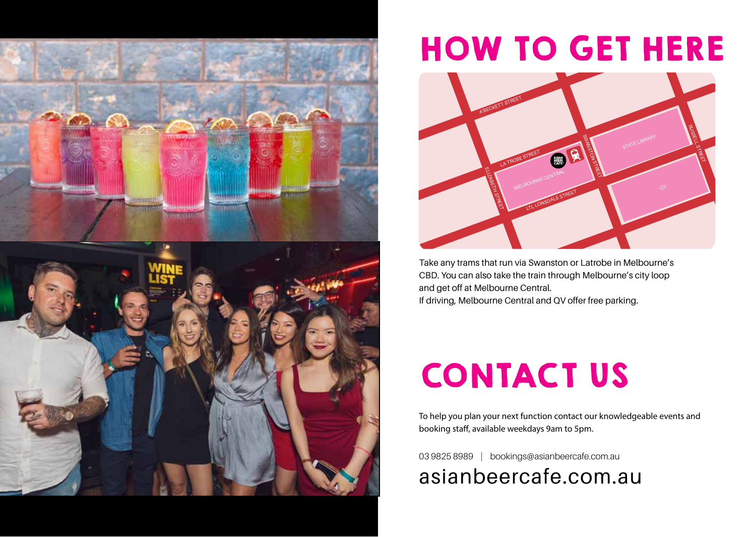# HOW TO GET HERE

A'BECKETT STREET

LA TROBE STREET

SWANSTON STREET

RUSSELL STREET

STATE LIBRARY

ELIZABETH STREET

MELBOURNE CENTRAL

LTL LONSDALE STREET

QV

Take any trams that run via Swanston or Latrobe in Melbourne's CBD. You can also take the train through Melbourne's city loop and get off at Melbourne Central.
If driving, Melbourne Central and QV offer free parking.

# CONTACT US

To help you plan your next function contact our knowledgeable events and booking staff, available weekdays 9am to 5pm.

03 9825 8989 | bookings@asianbeercafe.com.au

asianbeercafe.com.au